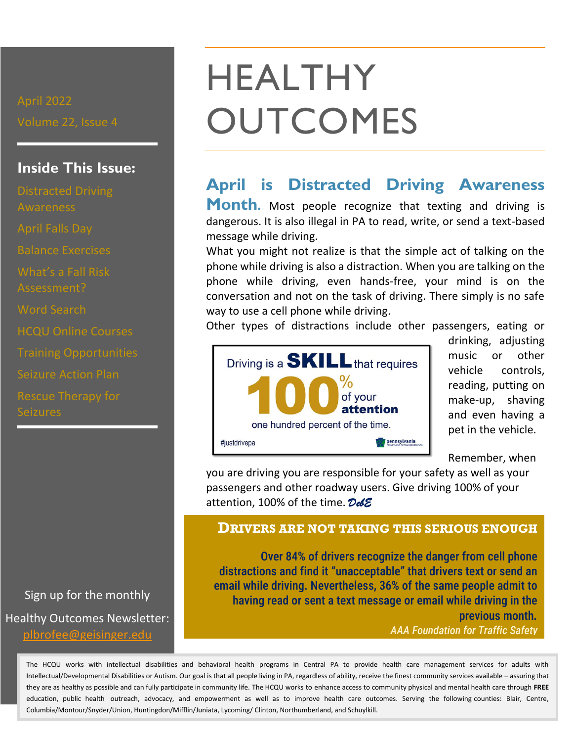April 2022

Volume 22, Issue 4

**Inside This Issue:**

- Distracted Driving Awareness
- April Falls Day
- Balance Exercises
- What's a Fall Risk Assessment?
- Word Search
- HCQU Online Courses
- Training Opportunities
- Seizure Action Plan
- Rescue Therapy for Seizures

Sign up for the monthly Healthy Outcomes Newsletter: plbrofee@geisinger.edu

# HEALTHY OUTCOMES

## April is Distracted Driving Awareness Month.

Most people recognize that texting and driving is dangerous. It is also illegal in PA to read, write, or send a text-based message while driving.

What you might not realize is that the simple act of talking on the phone while driving is also a distraction. When you are talking on the phone while driving, even hands-free, your mind is on the conversation and not on the task of driving. There simply is no safe way to use a cell phone while driving.

Other types of distractions include other passengers, eating or drinking, adjusting music or other vehicle controls, reading, putting on make-up, shaving and even having a pet in the vehicle.

Driving is a **SKILL** that requires **100%** of your **attention** one hundred percent of the time.

#justdrivepa

pennsylvania DEPARTMENT OF TRANSPORTATION

Remember, when you are driving you are responsible for your safety as well as your passengers and other roadway users. Give driving 100% of your attention, 100% of the time. *DebE*

### Drivers are not taking this serious enough

**Over 84% of drivers recognize the danger from cell phone distractions and find it "unacceptable" that drivers text or send an email while driving. Nevertheless, 36% of the same people admit to having read or sent a text message or email while driving in the previous month.**

*AAA Foundation for Traffic Safety*

The HCQU works with intellectual disabilities and behavioral health programs in Central PA to provide health care management services for adults with Intellectual/Developmental Disabilities or Autism. Our goal is that all people living in PA, regardless of ability, receive the finest community services available – assuring that they are as healthy as possible and can fully participate in community life. The HCQU works to enhance access to community physical and mental health care through **FREE** education, public health outreach, advocacy, and empowerment as well as to improve health care outcomes. Serving the following counties: Blair, Centre, Columbia/Montour/Snyder/Union, Huntingdon/Mifflin/Juniata, Lycoming/ Clinton, Northumberland, and Schuylkill.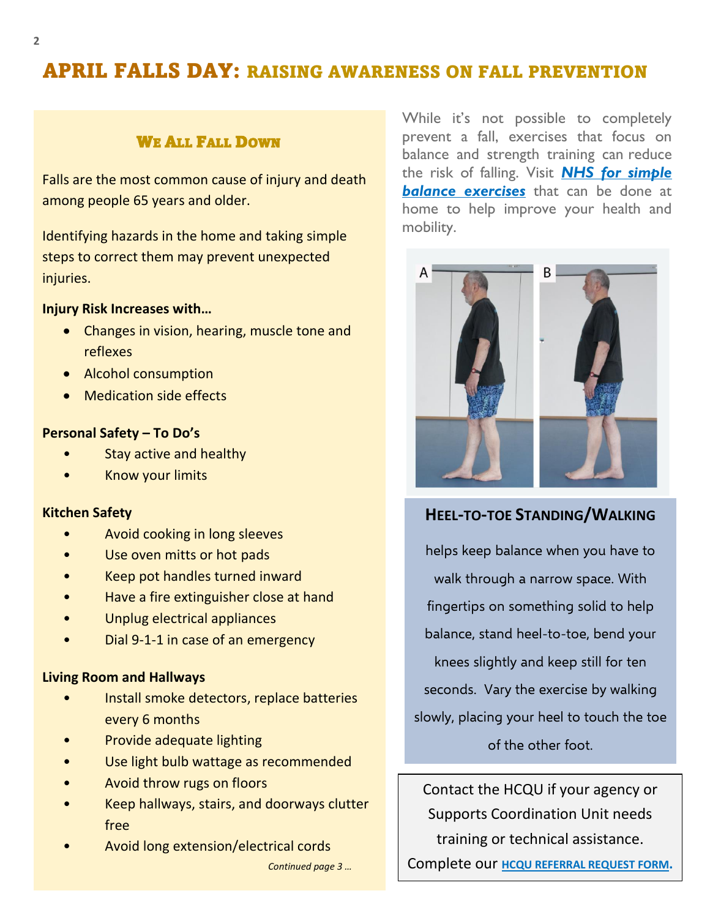# APRIL FALLS DAY: RAISING AWARENESS ON FALL PREVENTION

## We All Fall Down

Falls are the most common cause of injury and death among people 65 years and older.

Identifying hazards in the home and taking simple steps to correct them may prevent unexpected injuries.

**Injury Risk Increases with…**

- Changes in vision, hearing, muscle tone and reflexes
- Alcohol consumption
- Medication side effects

**Personal Safety – To Do's**

- Stay active and healthy
- Know your limits

**Kitchen Safety**

- Avoid cooking in long sleeves
- Use oven mitts or hot pads
- Keep pot handles turned inward
- Have a fire extinguisher close at hand
- Unplug electrical appliances
- Dial 9-1-1 in case of an emergency

**Living Room and Hallways**

- Install smoke detectors, replace batteries every 6 months
- Provide adequate lighting
- Use light bulb wattage as recommended
- Avoid throw rugs on floors
- Keep hallways, stairs, and doorways clutter free
- Avoid long extension/electrical cords

*Continued page 3 …*

While it's not possible to completely prevent a fall, exercises that focus on balance and strength training can reduce the risk of falling. Visit ***NHS for simple balance exercises*** that can be done at home to help improve your health and mobility.

### Heel-to-Toe Standing/Walking

helps keep balance when you have to walk through a narrow space. With fingertips on something solid to help balance, stand heel-to-toe, bend your knees slightly and keep still for ten seconds. Vary the exercise by walking slowly, placing your heel to touch the toe of the other foot.

Contact the HCQU if your agency or Supports Coordination Unit needs training or technical assistance. Complete our **HCQU REFERRAL REQUEST FORM**.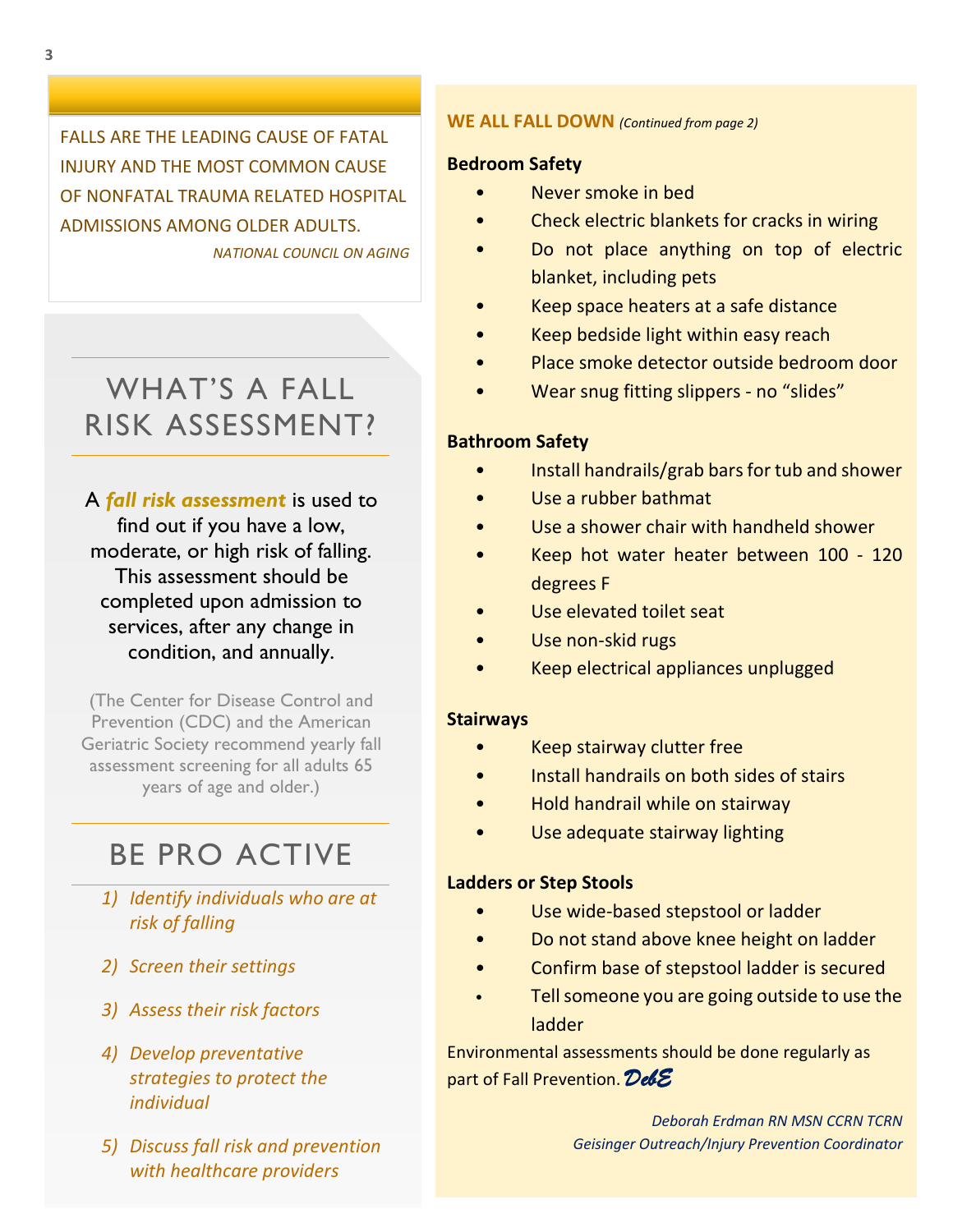FALLS ARE THE LEADING CAUSE OF FATAL INJURY AND THE MOST COMMON CAUSE OF NONFATAL TRAUMA RELATED HOSPITAL ADMISSIONS AMONG OLDER ADULTS.

*NATIONAL COUNCIL ON AGING*

## WHAT'S A FALL RISK ASSESSMENT?

A ***fall risk assessment*** is used to find out if you have a low, moderate, or high risk of falling. This assessment should be completed upon admission to services, after any change in condition, and annually.

(The Center for Disease Control and Prevention (CDC) and the American Geriatric Society recommend yearly fall assessment screening for all adults 65 years of age and older.)

## BE PRO ACTIVE

1) *Identify individuals who are at risk of falling*
2) *Screen their settings*
3) *Assess their risk factors*
4) *Develop preventative strategies to protect the individual*
5) *Discuss fall risk and prevention with healthcare providers*

## WE ALL FALL DOWN *(Continued from page 2)*

**Bedroom Safety**

- Never smoke in bed
- Check electric blankets for cracks in wiring
- Do not place anything on top of electric blanket, including pets
- Keep space heaters at a safe distance
- Keep bedside light within easy reach
- Place smoke detector outside bedroom door
- Wear snug fitting slippers - no "slides"

**Bathroom Safety**

- Install handrails/grab bars for tub and shower
- Use a rubber bathmat
- Use a shower chair with handheld shower
- Keep hot water heater between 100 - 120 degrees F
- Use elevated toilet seat
- Use non-skid rugs
- Keep electrical appliances unplugged

**Stairways**

- Keep stairway clutter free
- Install handrails on both sides of stairs
- Hold handrail while on stairway
- Use adequate stairway lighting

**Ladders or Step Stools**

- Use wide-based stepstool or ladder
- Do not stand above knee height on ladder
- Confirm base of stepstool ladder is secured
- Tell someone you are going outside to use the ladder

Environmental assessments should be done regularly as part of Fall Prevention. *DebE*

*Deborah Erdman RN MSN CCRN TCRN*
*Geisinger Outreach/Injury Prevention Coordinator*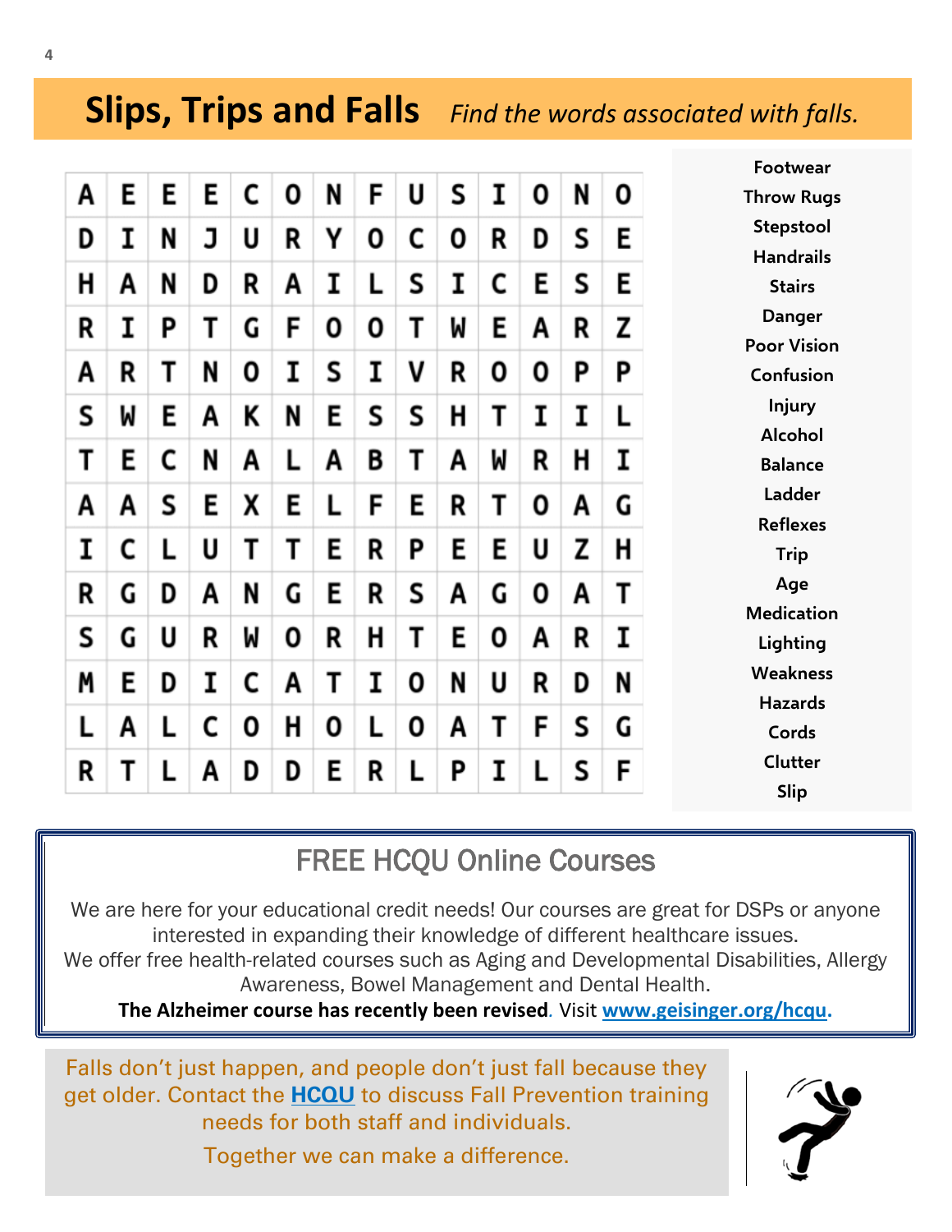## Slips, Trips and Falls *Find the words associated with falls.*

| | | | | | | | | | | | | | |
|---|---|---|---|---|---|---|---|---|---|---|---|---|---|
| A | E | E | E | C | O | N | F | U | S | I | O | N | O |
| D | I | N | J | U | R | Y | O | C | O | R | D | S | E |
| H | A | N | D | R | A | I | L | S | I | C | E | S | E |
| R | I | P | T | G | F | O | O | T | W | E | A | R | Z |
| A | R | T | N | O | I | S | I | V | R | O | O | P | P |
| S | W | E | A | K | N | E | S | S | H | T | I | I | L |
| T | E | C | N | A | L | A | B | T | A | W | R | H | I |
| A | A | S | E | X | E | L | F | E | R | T | O | A | G |
| I | C | L | U | T | T | E | R | P | E | E | U | Z | H |
| R | G | D | A | N | G | E | R | S | A | G | O | A | T |
| S | G | U | R | W | O | R | H | T | E | O | A | R | I |
| M | E | D | I | C | A | T | I | O | N | U | R | D | N |
| L | A | L | C | O | H | O | L | O | A | T | F | S | G |
| R | T | L | A | D | D | E | R | L | P | I | L | S | F |

- Footwear
- Throw Rugs
- Stepstool
- Handrails
- Stairs
- Danger
- Poor Vision
- Confusion
- Injury
- Alcohol
- Balance
- Ladder
- Reflexes
- Trip
- Age
- Medication
- Lighting
- Weakness
- Hazards
- Cords
- Clutter
- Slip

## FREE HCQU Online Courses

We are here for your educational credit needs! Our courses are great for DSPs or anyone interested in expanding their knowledge of different healthcare issues.
We offer free health-related courses such as Aging and Developmental Disabilities, Allergy Awareness, Bowel Management and Dental Health.
**The Alzheimer course has recently been revised**. Visit **www.geisinger.org/hcqu.**

Falls don't just happen, and people don't just fall because they get older. Contact the **HCQU** to discuss Fall Prevention training needs for both staff and individuals.

Together we can make a difference.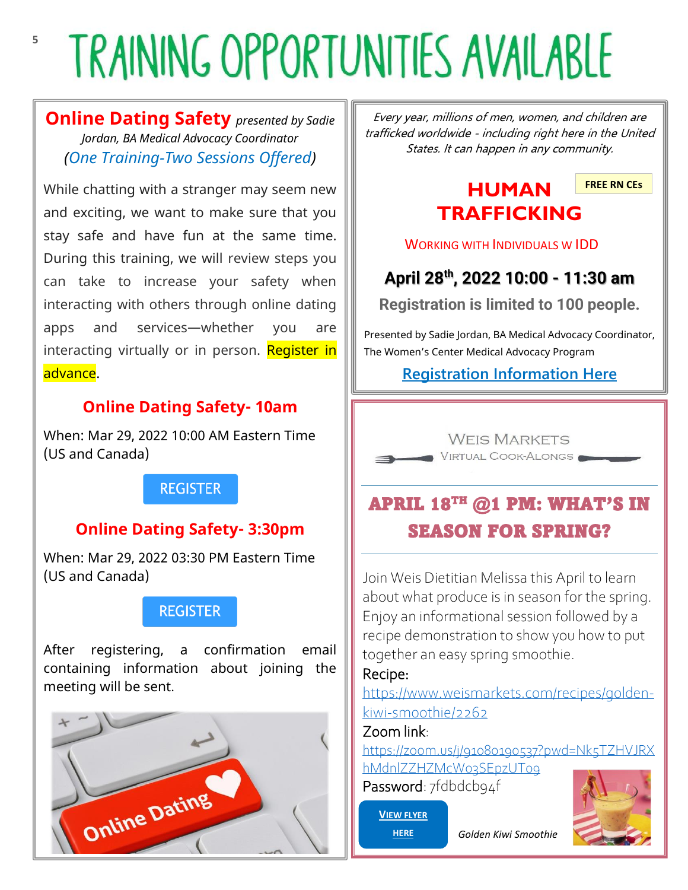# TRAINING OPPORTUNITIES AVAILABLE

## Online Dating Safety *presented by Sadie Jordan, BA Medical Advocacy Coordinator*

*(One Training-Two Sessions Offered)*

While chatting with a stranger may seem new and exciting, we want to make sure that you stay safe and have fun at the same time. During this training, we will review steps you can take to increase your safety when interacting with others through online dating apps and services—whether you are interacting virtually or in person. Register in advance.

### Online Dating Safety- 10am

When: Mar 29, 2022 10:00 AM Eastern Time (US and Canada)

REGISTER

### Online Dating Safety- 3:30pm

When: Mar 29, 2022 03:30 PM Eastern Time (US and Canada)

REGISTER

After registering, a confirmation email containing information about joining the meeting will be sent.

---

*Every year, millions of men, women, and children are trafficked worldwide - including right here in the United States. It can happen in any community.*

## HUMAN TRAFFICKING

**FREE RN CEs**

WORKING WITH INDIVIDUALS W IDD

**April 28th, 2022 10:00 - 11:30 am**

**Registration is limited to 100 people.**

Presented by Sadie Jordan, BA Medical Advocacy Coordinator, The Women's Center Medical Advocacy Program

Registration Information Here

---

WEIS MARKETS
VIRTUAL COOK-ALONGS

## APRIL 18TH @1 PM: WHAT'S IN SEASON FOR SPRING?

Join Weis Dietitian Melissa this April to learn about what produce is in season for the spring. Enjoy an informational session followed by a recipe demonstration to show you how to put together an easy spring smoothie.

Recipe:
https://www.weismarkets.com/recipes/golden-kiwi-smoothie/2262

Zoom link:
https://zoom.us/j/91080190537?pwd=Nk5TZHVJRXhMdnlZZHZMcWo3SEpzUT09

Password: 7fdbdcb94f

VIEW FLYER HERE

*Golden Kiwi Smoothie*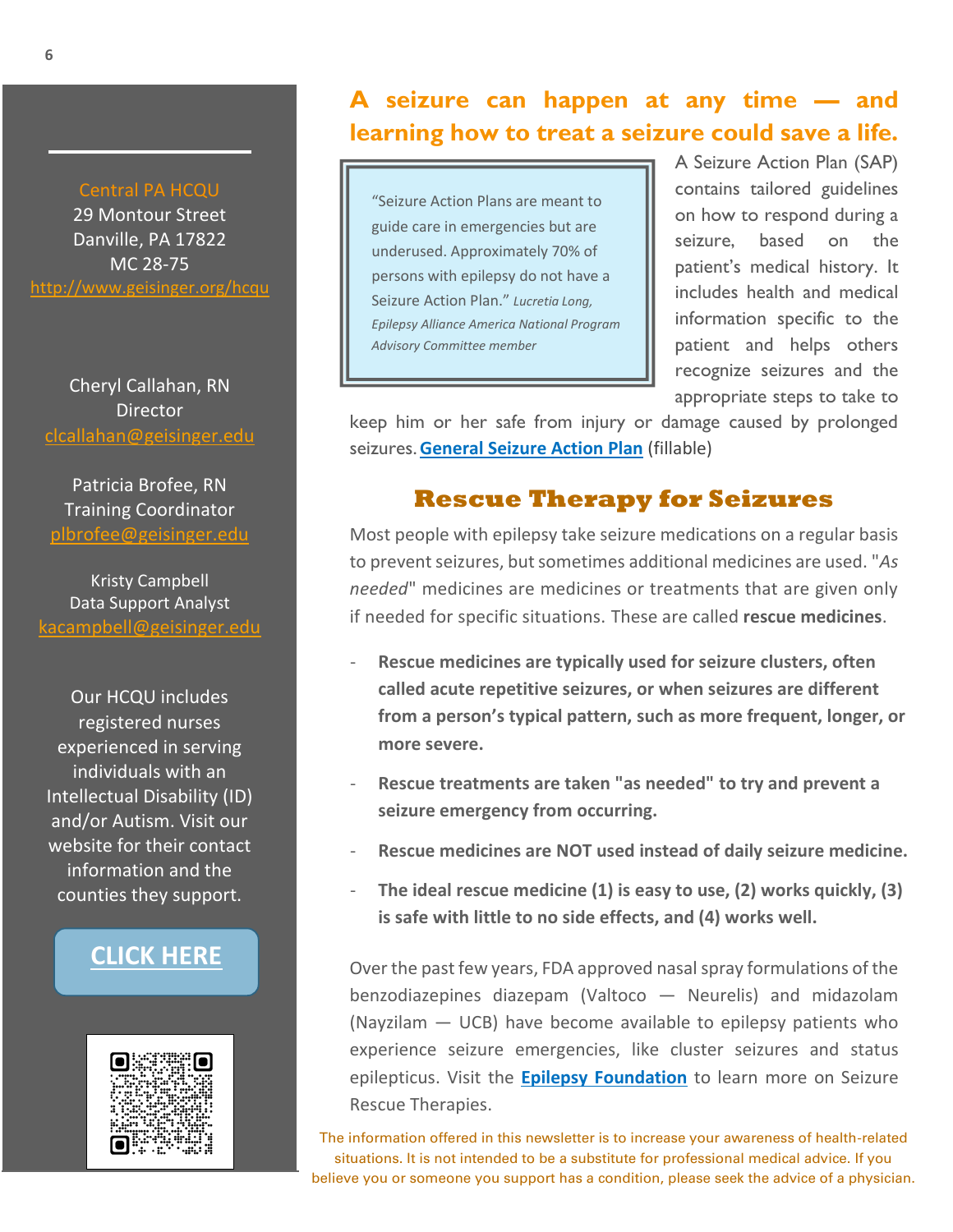Central PA HCQU
29 Montour Street
Danville, PA 17822
MC 28-75
http://www.geisinger.org/hcqu

Cheryl Callahan, RN
Director
clcallahan@geisinger.edu

Patricia Brofee, RN
Training Coordinator
plbrofee@geisinger.edu

Kristy Campbell
Data Support Analyst
kacampbell@geisinger.edu

Our HCQU includes registered nurses experienced in serving individuals with an Intellectual Disability (ID) and/or Autism. Visit our website for their contact information and the counties they support.

**CLICK HERE**

## A seizure can happen at any time — and learning how to treat a seizure could save a life.

> "Seizure Action Plans are meant to guide care in emergencies but are underused. Approximately 70% of persons with epilepsy do not have a Seizure Action Plan." *Lucretia Long, Epilepsy Alliance America National Program Advisory Committee member*

A Seizure Action Plan (SAP) contains tailored guidelines on how to respond during a seizure, based on the patient's medical history. It includes health and medical information specific to the patient and helps others recognize seizures and the appropriate steps to take to keep him or her safe from injury or damage caused by prolonged seizures. **General Seizure Action Plan** (fillable)

## Rescue Therapy for Seizures

Most people with epilepsy take seizure medications on a regular basis to prevent seizures, but sometimes additional medicines are used. "*As needed*" medicines are medicines or treatments that are given only if needed for specific situations. These are called **rescue medicines**.

- **Rescue medicines are typically used for seizure clusters, often called acute repetitive seizures, or when seizures are different from a person's typical pattern, such as more frequent, longer, or more severe.**
- **Rescue treatments are taken "as needed" to try and prevent a seizure emergency from occurring.**
- **Rescue medicines are NOT used instead of daily seizure medicine.**
- **The ideal rescue medicine (1) is easy to use, (2) works quickly, (3) is safe with little to no side effects, and (4) works well.**

Over the past few years, FDA approved nasal spray formulations of the benzodiazepines diazepam (Valtoco — Neurelis) and midazolam (Nayzilam — UCB) have become available to epilepsy patients who experience seizure emergencies, like cluster seizures and status epilepticus. Visit the **Epilepsy Foundation** to learn more on Seizure Rescue Therapies.

The information offered in this newsletter is to increase your awareness of health-related situations. It is not intended to be a substitute for professional medical advice. If you believe you or someone you support has a condition, please seek the advice of a physician.